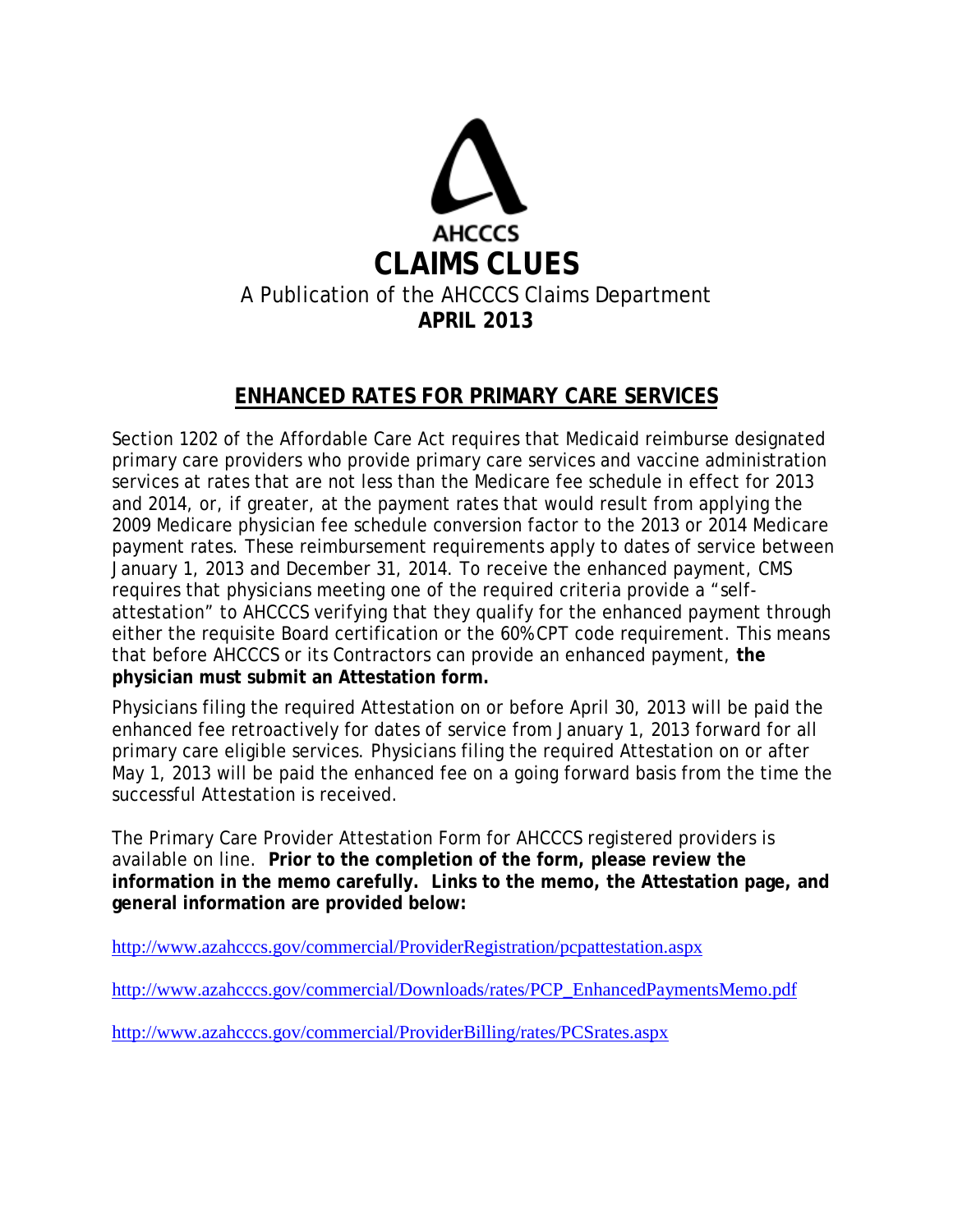AHCCCS

# CLAIMS CLUES

A Publication of the AHCCCS Claims Department

**APRIL 2013**

## ENHANCED RATES FOR PRIMARY CARE SERVICES

Section 1202 of the Affordable Care Act requires that Medicaid reimburse designated primary care providers who provide primary care services and vaccine administration services at rates that are not less than the Medicare fee schedule in effect for 2013 and 2014, or, if greater, at the payment rates that would result from applying the 2009 Medicare physician fee schedule conversion factor to the 2013 or 2014 Medicare payment rates. These reimbursement requirements apply to dates of service between January 1, 2013 and December 31, 2014. To receive the enhanced payment, CMS requires that physicians meeting one of the required criteria provide a "self-attestation" to AHCCCS verifying that they qualify for the enhanced payment through either the requisite Board certification or the 60% CPT code requirement. This means that before AHCCCS or its Contractors can provide an enhanced payment, **the physician must submit an Attestation form.**

Physicians filing the required Attestation on or before April 30, 2013 will be paid the enhanced fee retroactively for dates of service from January 1, 2013 forward for all primary care eligible services. Physicians filing the required Attestation on or after May 1, 2013 will be paid the enhanced fee on a going forward basis from the time the successful Attestation is received.

The Primary Care Provider Attestation Form for AHCCCS registered providers is available on line. **Prior to the completion of the form, please review the information in the memo carefully. Links to the memo, the Attestation page, and general information are provided below:**

http://www.azahcccs.gov/commercial/ProviderRegistration/pcpattestation.aspx

http://www.azahcccs.gov/commercial/Downloads/rates/PCP_EnhancedPaymentsMemo.pdf

http://www.azahcccs.gov/commercial/ProviderBilling/rates/PCSrates.aspx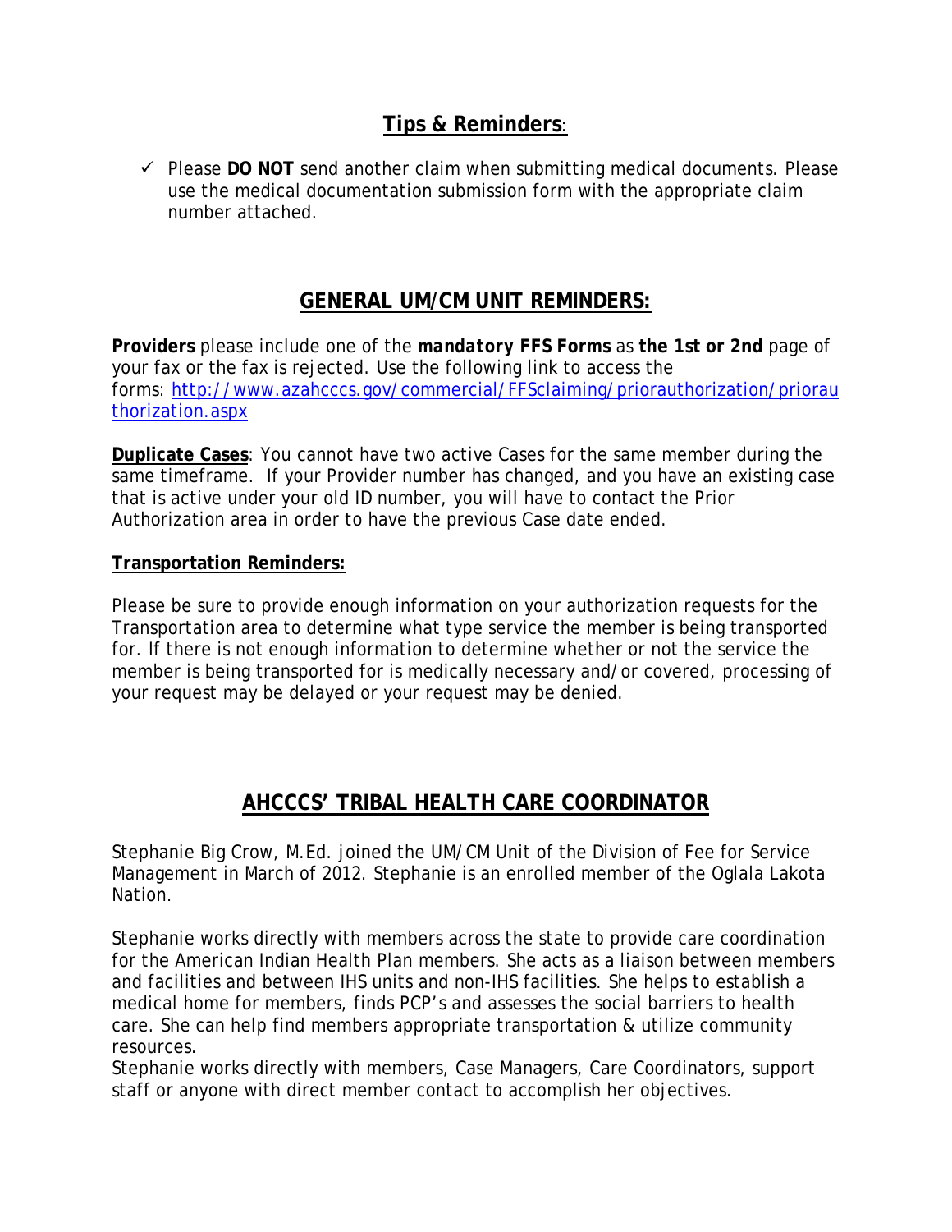## Tips & Reminders:

- ✓ Please **DO NOT** send another claim when submitting medical documents. Please use the medical documentation submission form with the appropriate claim number attached.

## GENERAL UM/CM UNIT REMINDERS:

**Providers** please include one of the ***mandatory* FFS Forms** as **the 1st or 2nd** page of your fax or the fax is rejected. Use the following link to access the forms: [http://www.azahcccs.gov/commercial/FFSclaiming/priorauthorization/priorauthorization.aspx](http://www.azahcccs.gov/commercial/FFSclaiming/priorauthorization/priorauthorization.aspx)

**Duplicate Cases**: You cannot have two active Cases for the same member during the same timeframe. If your Provider number has changed, and you have an existing case that is active under your old ID number, you will have to contact the Prior Authorization area in order to have the previous Case date ended.

**Transportation Reminders:**

Please be sure to provide enough information on your authorization requests for the Transportation area to determine what type service the member is being transported for. If there is not enough information to determine whether or not the service the member is being transported for is medically necessary and/or covered, processing of your request may be delayed or your request may be denied.

## AHCCCS' TRIBAL HEALTH CARE COORDINATOR

Stephanie Big Crow, M.Ed. joined the UM/CM Unit of the Division of Fee for Service Management in March of 2012. Stephanie is an enrolled member of the Oglala Lakota Nation.

Stephanie works directly with members across the state to provide care coordination for the American Indian Health Plan members. She acts as a liaison between members and facilities and between IHS units and non-IHS facilities. She helps to establish a medical home for members, finds PCP's and assesses the social barriers to health care. She can help find members appropriate transportation & utilize community resources.
Stephanie works directly with members, Case Managers, Care Coordinators, support staff or anyone with direct member contact to accomplish her objectives.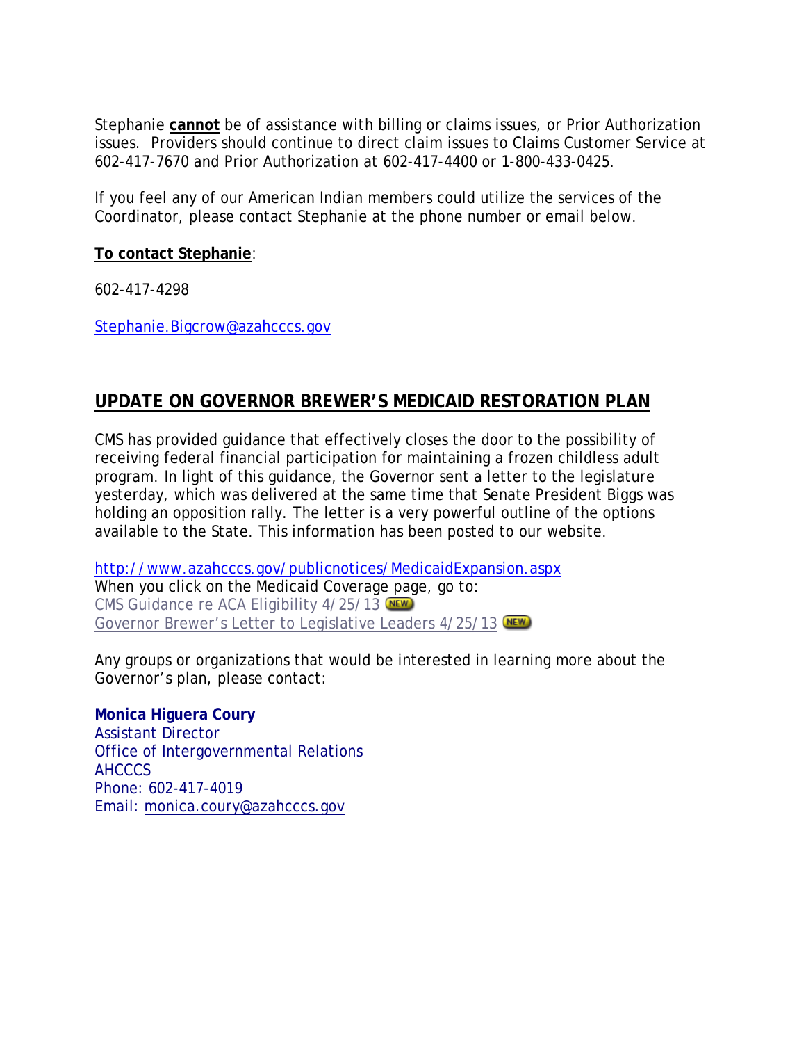Stephanie **cannot** be of assistance with billing or claims issues, or Prior Authorization issues. Providers should continue to direct claim issues to Claims Customer Service at 602-417-7670 and Prior Authorization at 602-417-4400 or 1-800-433-0425.

If you feel any of our American Indian members could utilize the services of the Coordinator, please contact Stephanie at the phone number or email below.

**To contact Stephanie**:

602-417-4298

Stephanie.Bigcrow@azahcccs.gov

## UPDATE ON GOVERNOR BREWER'S MEDICAID RESTORATION PLAN

CMS has provided guidance that effectively closes the door to the possibility of receiving federal financial participation for maintaining a frozen childless adult program. In light of this guidance, the Governor sent a letter to the legislature yesterday, which was delivered at the same time that Senate President Biggs was holding an opposition rally. The letter is a very powerful outline of the options available to the State. This information has been posted to our website.

http://www.azahcccs.gov/publicnotices/MedicaidExpansion.aspx
When you click on the Medicaid Coverage page, go to:
CMS Guidance re ACA Eligibility 4/25/13 NEW
Governor Brewer's Letter to Legislative Leaders 4/25/13 NEW

Any groups or organizations that would be interested in learning more about the Governor's plan, please contact:

**Monica Higuera Coury**
Assistant Director
Office of Intergovernmental Relations
AHCCCS
Phone: 602-417-4019
Email: monica.coury@azahcccs.gov